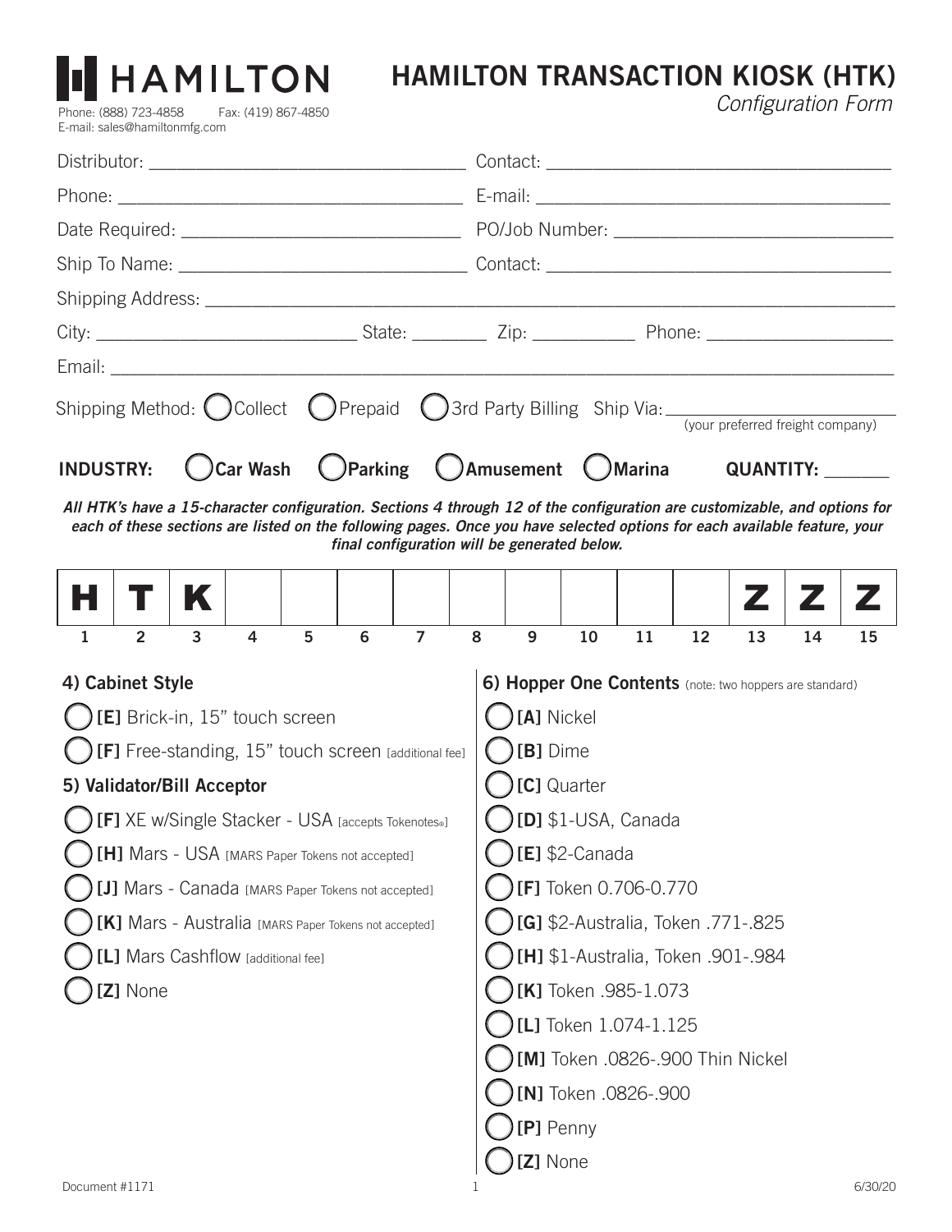# HAMILTON

Phone: (888) 723-4858 Fax: (419) 867-4850
E-mail: sales@hamiltonmfg.com

# HAMILTON TRANSACTION KIOSK (HTK)

*Configuration Form*

Distributor: ______________________________ Contact: ______________________________

Phone: ______________________________ E-mail: ______________________________

Date Required: ______________________________ PO/Job Number: ______________________________

Ship To Name: ______________________________ Contact: ______________________________

Shipping Address: ____________________________________________________________

City: ______________________ State: ________ Zip: __________ Phone: __________________

Email: ____________________________________________________________

Shipping Method: ◯ Collect ◯ Prepaid ◯ 3rd Party Billing Ship Via: ______________________ (your preferred freight company)

**INDUSTRY:** ◯ **Car Wash** ◯ **Parking** ◯ **Amusement** ◯ **Marina** **QUANTITY:** _______

***All HTK's have a 15-character configuration. Sections 4 through 12 of the configuration are customizable, and options for each of these sections are listed on the following pages. Once you have selected options for each available feature, your final configuration will be generated below.***

| H | T | K | | | | | | | | | | Z | Z | Z |
|---|---|---|---|---|---|---|---|---|---|---|---|---|---|---|
| 1 | 2 | 3 | 4 | 5 | 6 | 7 | 8 | 9 | 10 | 11 | 12 | 13 | 14 | 15 |

### 4) Cabinet Style

- ◯ **[E]** Brick-in, 15" touch screen
- ◯ **[F]** Free-standing, 15" touch screen [additional fee]

### 5) Validator/Bill Acceptor

- ◯ **[F]** XE w/Single Stacker - USA [accepts Tokenotes®]
- ◯ **[H]** Mars - USA [MARS Paper Tokens not accepted]
- ◯ **[J]** Mars - Canada [MARS Paper Tokens not accepted]
- ◯ **[K]** Mars - Australia [MARS Paper Tokens not accepted]
- ◯ **[L]** Mars Cashflow [additional fee]
- ◯ **[Z]** None

### 6) Hopper One Contents (note: two hoppers are standard)

- ◯ **[A]** Nickel
- ◯ **[B]** Dime
- ◯ **[C]** Quarter
- ◯ **[D]** $1-USA, Canada
- ◯ **[E]** $2-Canada
- ◯ **[F]** Token 0.706-0.770
- ◯ **[G]** $2-Australia, Token .771-.825
- ◯ **[H]** $1-Australia, Token .901-.984
- ◯ **[K]** Token .985-1.073
- ◯ **[L]** Token 1.074-1.125
- ◯ **[M]** Token .0826-.900 Thin Nickel
- ◯ **[N]** Token .0826-.900
- ◯ **[P]** Penny
- ◯ **[Z]** None

Document #1171 6/30/20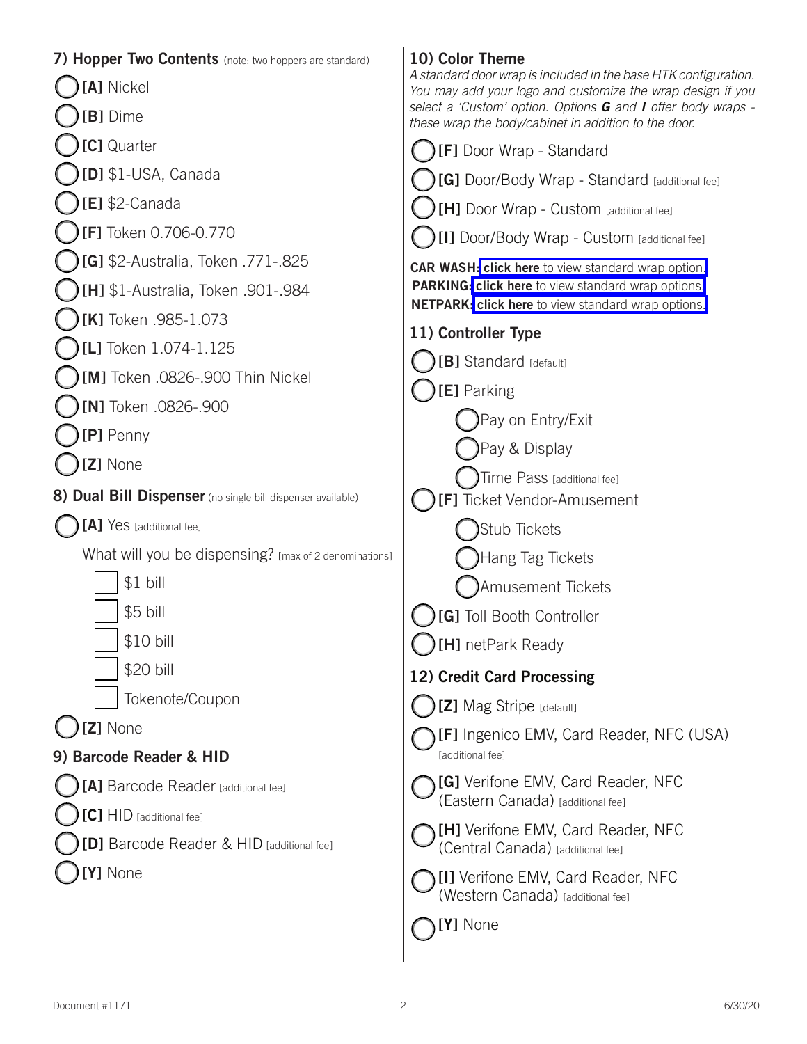## 7) Hopper Two Contents (note: two hoppers are standard)

- **[A]** Nickel
- **[B]** Dime
- **[C]** Quarter
- **[D]** $1-USA, Canada
- **[E]** $2-Canada
- **[F]** Token 0.706-0.770
- **[G]** $2-Australia, Token .771-.825
- **[H]** $1-Australia, Token .901-.984
- **[K]** Token .985-1.073
- **[L]** Token 1.074-1.125
- **[M]** Token .0826-.900 Thin Nickel
- **[N]** Token .0826-.900
- **[P]** Penny
- **[Z]** None

## 8) Dual Bill Dispenser (no single bill dispenser available)

- **[A]** Yes [additional fee]

  What will you be dispensing? [max of 2 denominations]

  - [ ] $1 bill
  - [ ] $5 bill
  - [ ] $10 bill
  - [ ] $20 bill
  - [ ] Tokenote/Coupon

- **[Z]** None

## 9) Barcode Reader & HID

- **[A]** Barcode Reader [additional fee]
- **[C]** HID [additional fee]
- **[D]** Barcode Reader & HID [additional fee]
- **[Y]** None

## 10) Color Theme

*A standard door wrap is included in the base HTK configuration. You may add your logo and customize the wrap design if you select a 'Custom' option. Options **G** and **I** offer body wraps - these wrap the body/cabinet in addition to the door.*

- **[F]** Door Wrap - Standard
- **[G]** Door/Body Wrap - Standard [additional fee]
- **[H]** Door Wrap - Custom [additional fee]
- **[I]** Door/Body Wrap - Custom [additional fee]

**CAR WASH:** **click here** to view standard wrap option.
**PARKING:** **click here** to view standard wrap options.
**NETPARK:** **click here** to view standard wrap options.

## 11) Controller Type

- **[B]** Standard [default]
- **[E]** Parking
  - Pay on Entry/Exit
  - Pay & Display
  - Time Pass [additional fee]
- **[F]** Ticket Vendor-Amusement
  - Stub Tickets
  - Hang Tag Tickets
  - Amusement Tickets
- **[G]** Toll Booth Controller
- **[H]** netPark Ready

## 12) Credit Card Processing

- **[Z]** Mag Stripe [default]
- **[F]** Ingenico EMV, Card Reader, NFC (USA) [additional fee]
- **[G]** Verifone EMV, Card Reader, NFC (Eastern Canada) [additional fee]
- **[H]** Verifone EMV, Card Reader, NFC (Central Canada) [additional fee]
- **[I]** Verifone EMV, Card Reader, NFC (Western Canada) [additional fee]
- **[Y]** None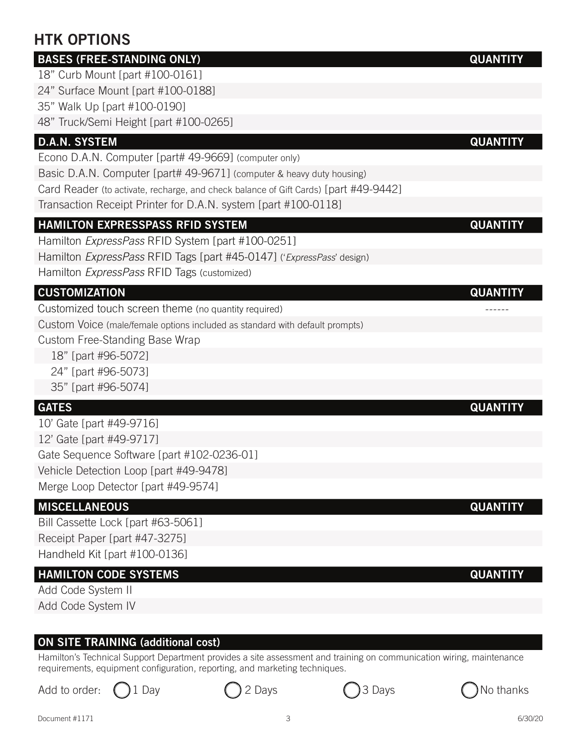## HTK OPTIONS

| BASES (FREE-STANDING ONLY) | QUANTITY |
|---|---|
| 18” Curb Mount [part #100-0161] | |
| 24” Surface Mount [part #100-0188] | |
| 35” Walk Up [part #100-0190] | |
| 48” Truck/Semi Height [part #100-0265] | |

| D.A.N. SYSTEM | QUANTITY |
|---|---|
| Econo D.A.N. Computer [part# 49-9669] (computer only) | |
| Basic D.A.N. Computer [part# 49-9671] (computer & heavy duty housing) | |
| Card Reader (to activate, recharge, and check balance of Gift Cards) [part #49-9442] | |
| Transaction Receipt Printer for D.A.N. system [part #100-0118] | |

| HAMILTON EXPRESSPASS RFID SYSTEM | QUANTITY |
|---|---|
| Hamilton *ExpressPass* RFID System [part #100-0251] | |
| Hamilton *ExpressPass* RFID Tags [part #45-0147] (‘*ExpressPass*’ design) | |
| Hamilton *ExpressPass* RFID Tags (customized) | |

| CUSTOMIZATION | QUANTITY |
|---|---|
| Customized touch screen theme (no quantity required) | ------ |
| Custom Voice (male/female options included as standard with default prompts) | |
| Custom Free-Standing Base Wrap | |
| 18” [part #96-5072] | |
| 24” [part #96-5073] | |
| 35” [part #96-5074] | |

| GATES | QUANTITY |
|---|---|
| 10’ Gate [part #49-9716] | |
| 12’ Gate [part #49-9717] | |
| Gate Sequence Software [part #102-0236-01] | |
| Vehicle Detection Loop [part #49-9478] | |
| Merge Loop Detector [part #49-9574] | |

| MISCELLANEOUS | QUANTITY |
|---|---|
| Bill Cassette Lock [part #63-5061] | |
| Receipt Paper [part #47-3275] | |
| Handheld Kit [part #100-0136] | |

| HAMILTON CODE SYSTEMS | QUANTITY |
|---|---|
| Add Code System II | |
| Add Code System IV | |

### ON SITE TRAINING (additional cost)

Hamilton’s Technical Support Department provides a site assessment and training on communication wiring, maintenance requirements, equipment configuration, reporting, and marketing techniques.

Add to order: ◯ 1 Day ◯ 2 Days ◯ 3 Days ◯ No thanks

Document #1171 6/30/20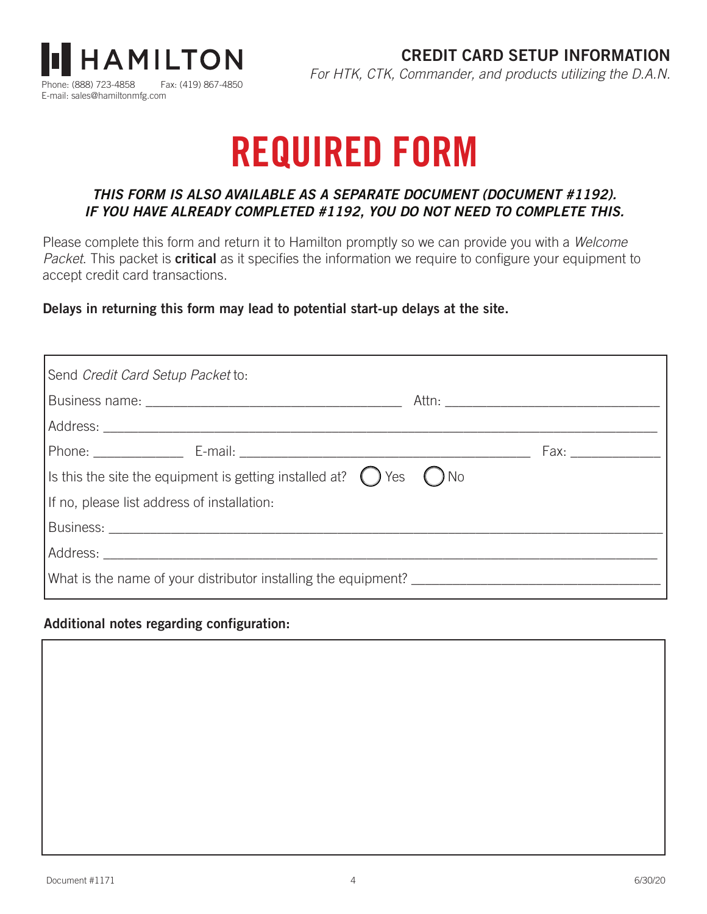**HAMILTON**

Phone: (888) 723-4858 Fax: (419) 867-4850
E-mail: sales@hamiltonmfg.com

## CREDIT CARD SETUP INFORMATION

*For HTK, CTK, Commander, and products utilizing the D.A.N.*

# REQUIRED FORM

***THIS FORM IS ALSO AVAILABLE AS A SEPARATE DOCUMENT (DOCUMENT #1192). IF YOU HAVE ALREADY COMPLETED #1192, YOU DO NOT NEED TO COMPLETE THIS.***

Please complete this form and return it to Hamilton promptly so we can provide you with a *Welcome Packet*. This packet is **critical** as it specifies the information we require to configure your equipment to accept credit card transactions.

**Delays in returning this form may lead to potential start-up delays at the site.**

Send *Credit Card Setup Packet* to:

Business name: ___________________________________ Attn: ______________________________

Address: ___________________________________________________________________________

Phone: ____________ E-mail: ________________________________________ Fax: ____________

Is this the site the equipment is getting installed at? ◯ Yes ◯ No

If no, please list address of installation:

Business: __________________________________________________________________________

Address: ___________________________________________________________________________

What is the name of your distributor installing the equipment? ________________________________

**Additional notes regarding configuration:**

Document #1171

6/30/20